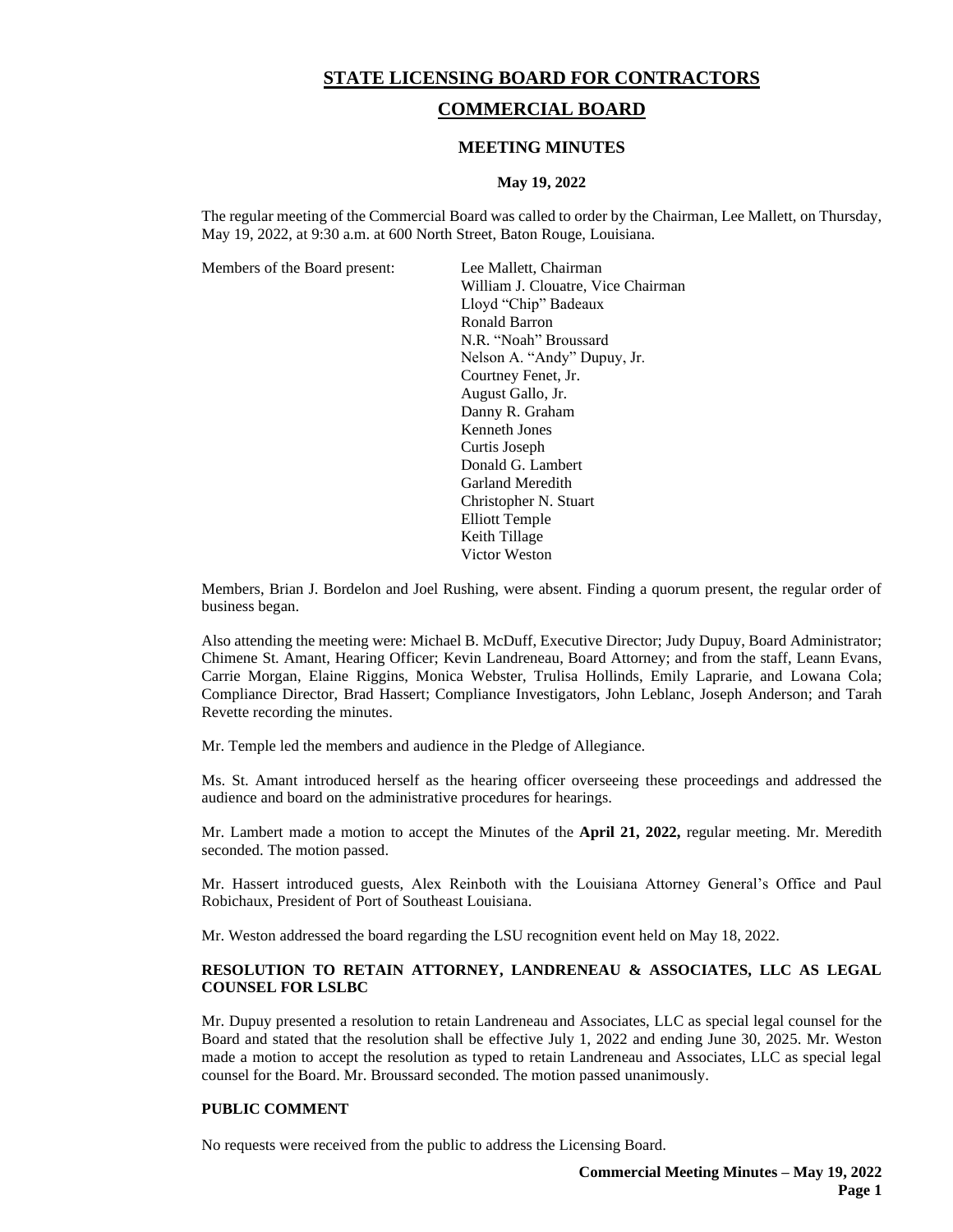# STATE LICENSING BOARD FOR CONTRACTORS

## COMMERCIAL BOARD

### MEETING MINUTES

**May 19, 2022**

The regular meeting of the Commercial Board was called to order by the Chairman, Lee Mallett, on Thursday, May 19, 2022, at 9:30 a.m. at 600 North Street, Baton Rouge, Louisiana.

Members of the Board present:

Lee Mallett, Chairman
William J. Clouatre, Vice Chairman
Lloyd "Chip" Badeaux
Ronald Barron
N.R. "Noah" Broussard
Nelson A. "Andy" Dupuy, Jr.
Courtney Fenet, Jr.
August Gallo, Jr.
Danny R. Graham
Kenneth Jones
Curtis Joseph
Donald G. Lambert
Garland Meredith
Christopher N. Stuart
Elliott Temple
Keith Tillage
Victor Weston

Members, Brian J. Bordelon and Joel Rushing, were absent. Finding a quorum present, the regular order of business began.

Also attending the meeting were: Michael B. McDuff, Executive Director; Judy Dupuy, Board Administrator; Chimene St. Amant, Hearing Officer; Kevin Landreneau, Board Attorney; and from the staff, Leann Evans, Carrie Morgan, Elaine Riggins, Monica Webster, Trulisa Hollinds, Emily Laprarie, and Lowana Cola; Compliance Director, Brad Hassert; Compliance Investigators, John Leblanc, Joseph Anderson; and Tarah Revette recording the minutes.

Mr. Temple led the members and audience in the Pledge of Allegiance.

Ms. St. Amant introduced herself as the hearing officer overseeing these proceedings and addressed the audience and board on the administrative procedures for hearings.

Mr. Lambert made a motion to accept the Minutes of the **April 21, 2022,** regular meeting. Mr. Meredith seconded. The motion passed.

Mr. Hassert introduced guests, Alex Reinboth with the Louisiana Attorney General's Office and Paul Robichaux, President of Port of Southeast Louisiana.

Mr. Weston addressed the board regarding the LSU recognition event held on May 18, 2022.

**RESOLUTION TO RETAIN ATTORNEY, LANDRENEAU & ASSOCIATES, LLC AS LEGAL COUNSEL FOR LSLBC**

Mr. Dupuy presented a resolution to retain Landreneau and Associates, LLC as special legal counsel for the Board and stated that the resolution shall be effective July 1, 2022 and ending June 30, 2025. Mr. Weston made a motion to accept the resolution as typed to retain Landreneau and Associates, LLC as special legal counsel for the Board. Mr. Broussard seconded. The motion passed unanimously.

**PUBLIC COMMENT**

No requests were received from the public to address the Licensing Board.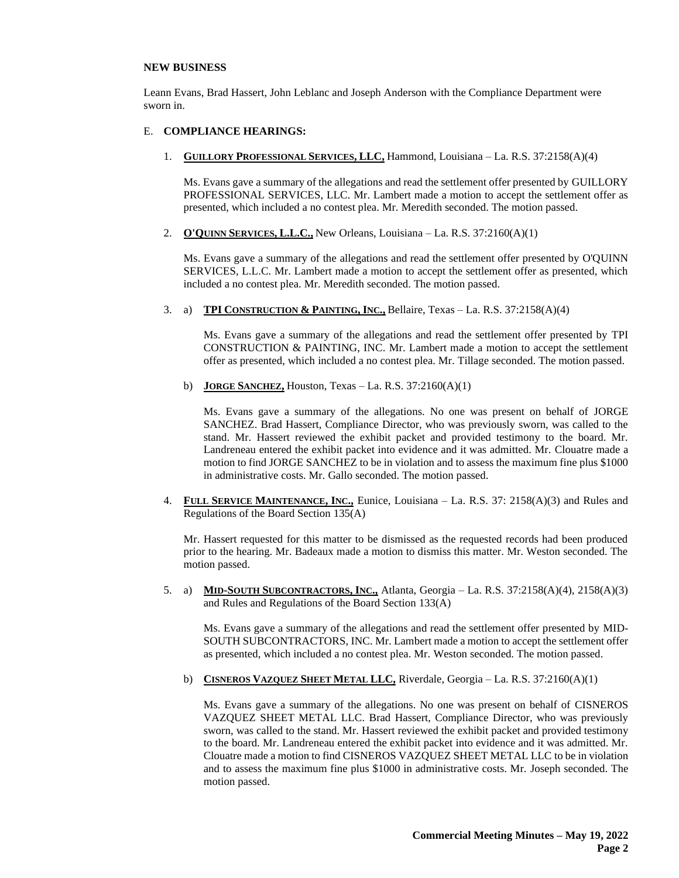## NEW BUSINESS

Leann Evans, Brad Hassert, John Leblanc and Joseph Anderson with the Compliance Department were sworn in.

E. **COMPLIANCE HEARINGS:**

1. **GUILLORY PROFESSIONAL SERVICES, LLC,** Hammond, Louisiana – La. R.S. 37:2158(A)(4)

   Ms. Evans gave a summary of the allegations and read the settlement offer presented by GUILLORY PROFESSIONAL SERVICES, LLC. Mr. Lambert made a motion to accept the settlement offer as presented, which included a no contest plea. Mr. Meredith seconded. The motion passed.

2. **O'QUINN SERVICES, L.L.C.,** New Orleans, Louisiana – La. R.S. 37:2160(A)(1)

   Ms. Evans gave a summary of the allegations and read the settlement offer presented by O'QUINN SERVICES, L.L.C. Mr. Lambert made a motion to accept the settlement offer as presented, which included a no contest plea. Mr. Meredith seconded. The motion passed.

3. a) **TPI CONSTRUCTION & PAINTING, INC.,** Bellaire, Texas – La. R.S. 37:2158(A)(4)

   Ms. Evans gave a summary of the allegations and read the settlement offer presented by TPI CONSTRUCTION & PAINTING, INC. Mr. Lambert made a motion to accept the settlement offer as presented, which included a no contest plea. Mr. Tillage seconded. The motion passed.

   b) **JORGE SANCHEZ,** Houston, Texas – La. R.S. 37:2160(A)(1)

   Ms. Evans gave a summary of the allegations. No one was present on behalf of JORGE SANCHEZ. Brad Hassert, Compliance Director, who was previously sworn, was called to the stand. Mr. Hassert reviewed the exhibit packet and provided testimony to the board. Mr. Landreneau entered the exhibit packet into evidence and it was admitted. Mr. Clouatre made a motion to find JORGE SANCHEZ to be in violation and to assess the maximum fine plus $1000 in administrative costs. Mr. Gallo seconded. The motion passed.

4. **FULL SERVICE MAINTENANCE, INC.,** Eunice, Louisiana – La. R.S. 37: 2158(A)(3) and Rules and Regulations of the Board Section 135(A)

   Mr. Hassert requested for this matter to be dismissed as the requested records had been produced prior to the hearing. Mr. Badeaux made a motion to dismiss this matter. Mr. Weston seconded. The motion passed.

5. a) **MID-SOUTH SUBCONTRACTORS, INC.,** Atlanta, Georgia – La. R.S. 37:2158(A)(4), 2158(A)(3) and Rules and Regulations of the Board Section 133(A)

   Ms. Evans gave a summary of the allegations and read the settlement offer presented by MID-SOUTH SUBCONTRACTORS, INC. Mr. Lambert made a motion to accept the settlement offer as presented, which included a no contest plea. Mr. Weston seconded. The motion passed.

   b) **CISNEROS VAZQUEZ SHEET METAL LLC,** Riverdale, Georgia – La. R.S. 37:2160(A)(1)

   Ms. Evans gave a summary of the allegations. No one was present on behalf of CISNEROS VAZQUEZ SHEET METAL LLC. Brad Hassert, Compliance Director, who was previously sworn, was called to the stand. Mr. Hassert reviewed the exhibit packet and provided testimony to the board. Mr. Landreneau entered the exhibit packet into evidence and it was admitted. Mr. Clouatre made a motion to find CISNEROS VAZQUEZ SHEET METAL LLC to be in violation and to assess the maximum fine plus $1000 in administrative costs. Mr. Joseph seconded. The motion passed.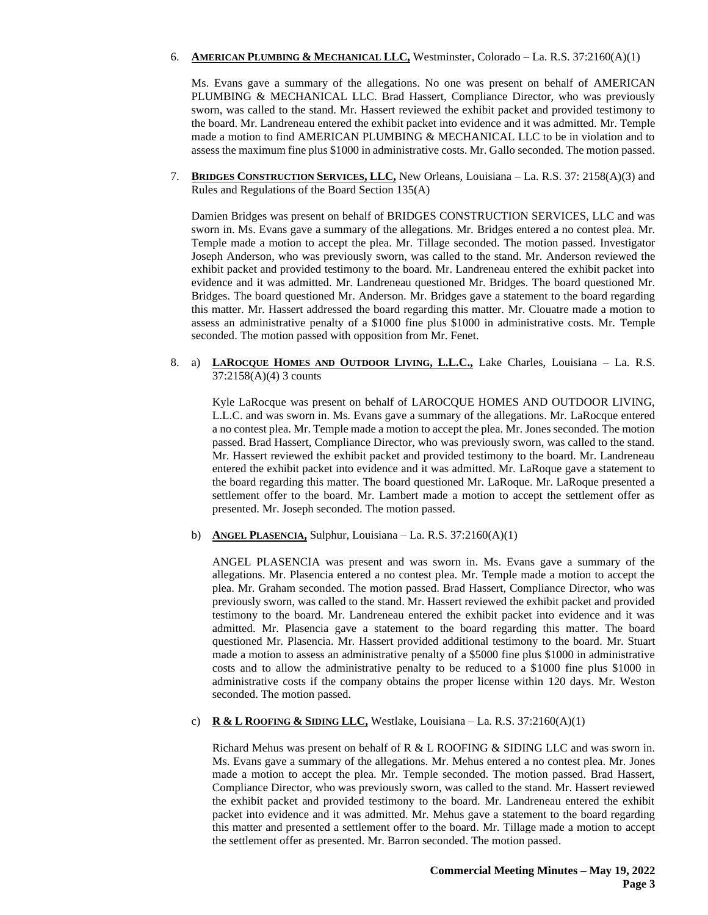6. **AMERICAN PLUMBING & MECHANICAL LLC,** Westminster, Colorado – La. R.S. 37:2160(A)(1)

   Ms. Evans gave a summary of the allegations. No one was present on behalf of AMERICAN PLUMBING & MECHANICAL LLC. Brad Hassert, Compliance Director, who was previously sworn, was called to the stand. Mr. Hassert reviewed the exhibit packet and provided testimony to the board. Mr. Landreneau entered the exhibit packet into evidence and it was admitted. Mr. Temple made a motion to find AMERICAN PLUMBING & MECHANICAL LLC to be in violation and to assess the maximum fine plus $1000 in administrative costs. Mr. Gallo seconded. The motion passed.

7. **BRIDGES CONSTRUCTION SERVICES, LLC,** New Orleans, Louisiana – La. R.S. 37: 2158(A)(3) and Rules and Regulations of the Board Section 135(A)

   Damien Bridges was present on behalf of BRIDGES CONSTRUCTION SERVICES, LLC and was sworn in. Ms. Evans gave a summary of the allegations. Mr. Bridges entered a no contest plea. Mr. Temple made a motion to accept the plea. Mr. Tillage seconded. The motion passed. Investigator Joseph Anderson, who was previously sworn, was called to the stand. Mr. Anderson reviewed the exhibit packet and provided testimony to the board. Mr. Landreneau entered the exhibit packet into evidence and it was admitted. Mr. Landreneau questioned Mr. Bridges. The board questioned Mr. Bridges. The board questioned Mr. Anderson. Mr. Bridges gave a statement to the board regarding this matter. Mr. Hassert addressed the board regarding this matter. Mr. Clouatre made a motion to assess an administrative penalty of a $1000 fine plus $1000 in administrative costs. Mr. Temple seconded. The motion passed with opposition from Mr. Fenet.

8. a) **LAROCQUE HOMES AND OUTDOOR LIVING, L.L.C.,** Lake Charles, Louisiana – La. R.S. 37:2158(A)(4) 3 counts

   Kyle LaRocque was present on behalf of LAROCQUE HOMES AND OUTDOOR LIVING, L.L.C. and was sworn in. Ms. Evans gave a summary of the allegations. Mr. LaRocque entered a no contest plea. Mr. Temple made a motion to accept the plea. Mr. Jones seconded. The motion passed. Brad Hassert, Compliance Director, who was previously sworn, was called to the stand. Mr. Hassert reviewed the exhibit packet and provided testimony to the board. Mr. Landreneau entered the exhibit packet into evidence and it was admitted. Mr. LaRoque gave a statement to the board regarding this matter. The board questioned Mr. LaRoque. Mr. LaRoque presented a settlement offer to the board. Mr. Lambert made a motion to accept the settlement offer as presented. Mr. Joseph seconded. The motion passed.

   b) **ANGEL PLASENCIA,** Sulphur, Louisiana – La. R.S. 37:2160(A)(1)

   ANGEL PLASENCIA was present and was sworn in. Ms. Evans gave a summary of the allegations. Mr. Plasencia entered a no contest plea. Mr. Temple made a motion to accept the plea. Mr. Graham seconded. The motion passed. Brad Hassert, Compliance Director, who was previously sworn, was called to the stand. Mr. Hassert reviewed the exhibit packet and provided testimony to the board. Mr. Landreneau entered the exhibit packet into evidence and it was admitted. Mr. Plasencia gave a statement to the board regarding this matter. The board questioned Mr. Plasencia. Mr. Hassert provided additional testimony to the board. Mr. Stuart made a motion to assess an administrative penalty of a $5000 fine plus $1000 in administrative costs and to allow the administrative penalty to be reduced to a $1000 fine plus $1000 in administrative costs if the company obtains the proper license within 120 days. Mr. Weston seconded. The motion passed.

   c) **R & L ROOFING & SIDING LLC,** Westlake, Louisiana – La. R.S. 37:2160(A)(1)

   Richard Mehus was present on behalf of R & L ROOFING & SIDING LLC and was sworn in. Ms. Evans gave a summary of the allegations. Mr. Mehus entered a no contest plea. Mr. Jones made a motion to accept the plea. Mr. Temple seconded. The motion passed. Brad Hassert, Compliance Director, who was previously sworn, was called to the stand. Mr. Hassert reviewed the exhibit packet and provided testimony to the board. Mr. Landreneau entered the exhibit packet into evidence and it was admitted. Mr. Mehus gave a statement to the board regarding this matter and presented a settlement offer to the board. Mr. Tillage made a motion to accept the settlement offer as presented. Mr. Barron seconded. The motion passed.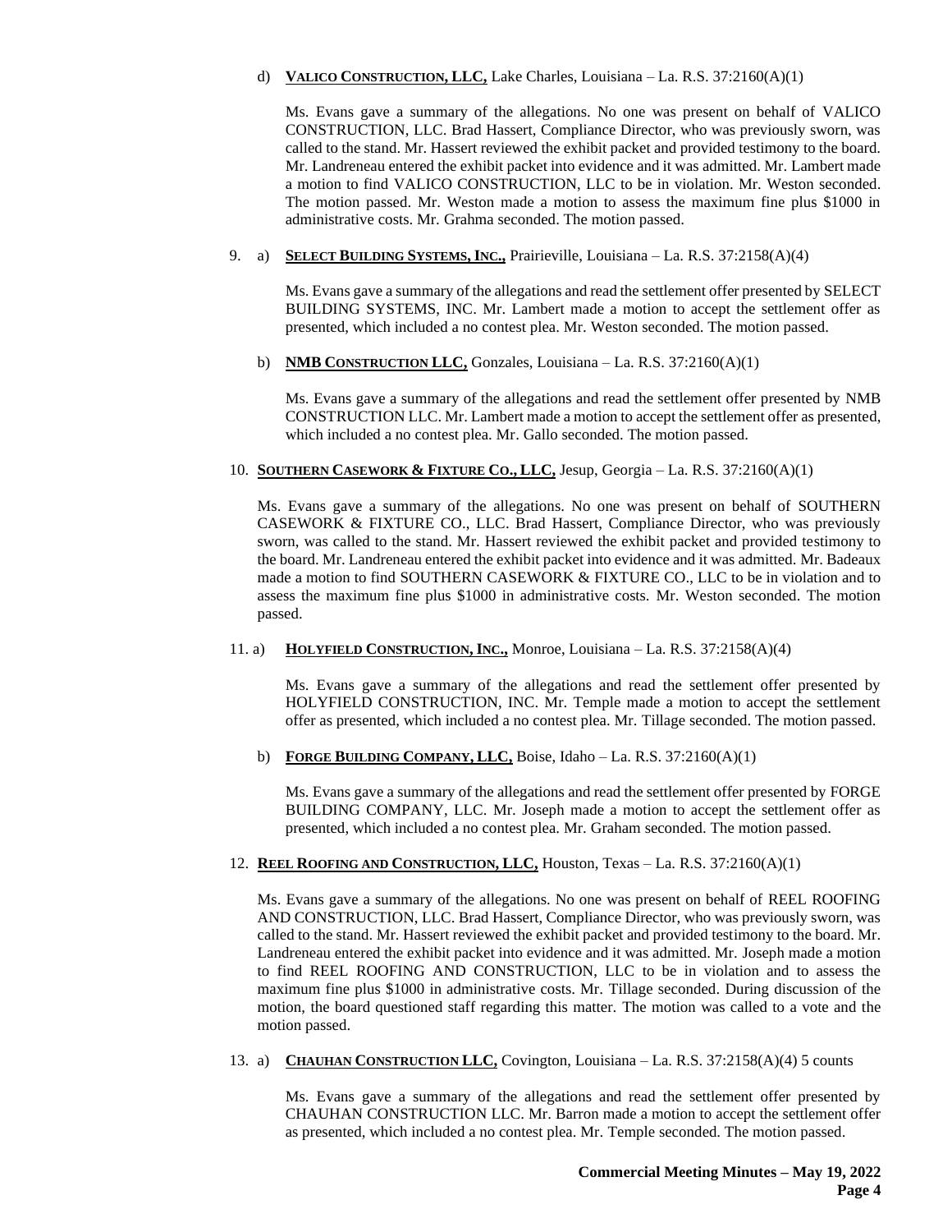d) **VALICO CONSTRUCTION, LLC,** Lake Charles, Louisiana – La. R.S. 37:2160(A)(1)

Ms. Evans gave a summary of the allegations. No one was present on behalf of VALICO CONSTRUCTION, LLC. Brad Hassert, Compliance Director, who was previously sworn, was called to the stand. Mr. Hassert reviewed the exhibit packet and provided testimony to the board. Mr. Landreneau entered the exhibit packet into evidence and it was admitted. Mr. Lambert made a motion to find VALICO CONSTRUCTION, LLC to be in violation. Mr. Weston seconded. The motion passed. Mr. Weston made a motion to assess the maximum fine plus $1000 in administrative costs. Mr. Grahma seconded. The motion passed.

9. a) **SELECT BUILDING SYSTEMS, INC.,** Prairieville, Louisiana – La. R.S. 37:2158(A)(4)

Ms. Evans gave a summary of the allegations and read the settlement offer presented by SELECT BUILDING SYSTEMS, INC. Mr. Lambert made a motion to accept the settlement offer as presented, which included a no contest plea. Mr. Weston seconded. The motion passed.

b) **NMB CONSTRUCTION LLC,** Gonzales, Louisiana – La. R.S. 37:2160(A)(1)

Ms. Evans gave a summary of the allegations and read the settlement offer presented by NMB CONSTRUCTION LLC. Mr. Lambert made a motion to accept the settlement offer as presented, which included a no contest plea. Mr. Gallo seconded. The motion passed.

10. **SOUTHERN CASEWORK & FIXTURE CO., LLC,** Jesup, Georgia – La. R.S. 37:2160(A)(1)

Ms. Evans gave a summary of the allegations. No one was present on behalf of SOUTHERN CASEWORK & FIXTURE CO., LLC. Brad Hassert, Compliance Director, who was previously sworn, was called to the stand. Mr. Hassert reviewed the exhibit packet and provided testimony to the board. Mr. Landreneau entered the exhibit packet into evidence and it was admitted. Mr. Badeaux made a motion to find SOUTHERN CASEWORK & FIXTURE CO., LLC to be in violation and to assess the maximum fine plus $1000 in administrative costs. Mr. Weston seconded. The motion passed.

11. a) **HOLYFIELD CONSTRUCTION, INC.,** Monroe, Louisiana – La. R.S. 37:2158(A)(4)

Ms. Evans gave a summary of the allegations and read the settlement offer presented by HOLYFIELD CONSTRUCTION, INC. Mr. Temple made a motion to accept the settlement offer as presented, which included a no contest plea. Mr. Tillage seconded. The motion passed.

b) **FORGE BUILDING COMPANY, LLC,** Boise, Idaho – La. R.S. 37:2160(A)(1)

Ms. Evans gave a summary of the allegations and read the settlement offer presented by FORGE BUILDING COMPANY, LLC. Mr. Joseph made a motion to accept the settlement offer as presented, which included a no contest plea. Mr. Graham seconded. The motion passed.

12. **REEL ROOFING AND CONSTRUCTION, LLC,** Houston, Texas – La. R.S. 37:2160(A)(1)

Ms. Evans gave a summary of the allegations. No one was present on behalf of REEL ROOFING AND CONSTRUCTION, LLC. Brad Hassert, Compliance Director, who was previously sworn, was called to the stand. Mr. Hassert reviewed the exhibit packet and provided testimony to the board. Mr. Landreneau entered the exhibit packet into evidence and it was admitted. Mr. Joseph made a motion to find REEL ROOFING AND CONSTRUCTION, LLC to be in violation and to assess the maximum fine plus $1000 in administrative costs. Mr. Tillage seconded. During discussion of the motion, the board questioned staff regarding this matter. The motion was called to a vote and the motion passed.

13. a) **CHAUHAN CONSTRUCTION LLC,** Covington, Louisiana – La. R.S. 37:2158(A)(4) 5 counts

Ms. Evans gave a summary of the allegations and read the settlement offer presented by CHAUHAN CONSTRUCTION LLC. Mr. Barron made a motion to accept the settlement offer as presented, which included a no contest plea. Mr. Temple seconded. The motion passed.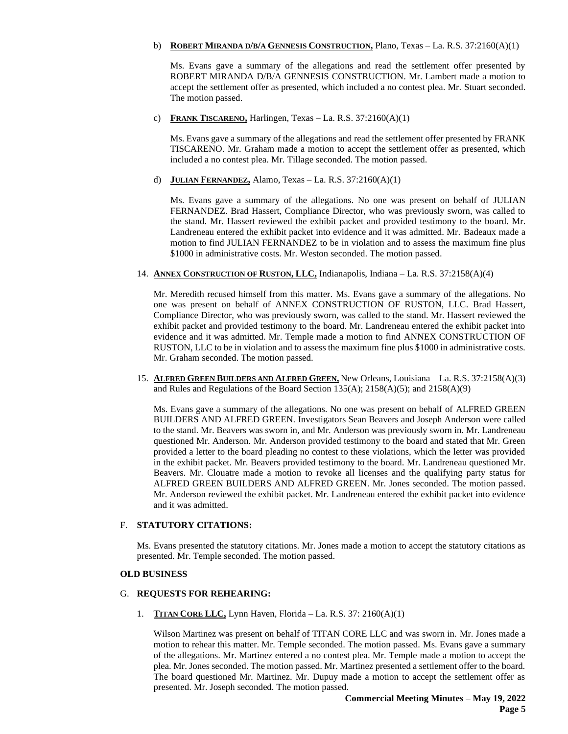b) **ROBERT MIRANDA D/B/A GENNESIS CONSTRUCTION,** Plano, Texas – La. R.S. 37:2160(A)(1)

Ms. Evans gave a summary of the allegations and read the settlement offer presented by ROBERT MIRANDA D/B/A GENNESIS CONSTRUCTION. Mr. Lambert made a motion to accept the settlement offer as presented, which included a no contest plea. Mr. Stuart seconded. The motion passed.

c) **FRANK TISCARENO,** Harlingen, Texas – La. R.S. 37:2160(A)(1)

Ms. Evans gave a summary of the allegations and read the settlement offer presented by FRANK TISCARENO. Mr. Graham made a motion to accept the settlement offer as presented, which included a no contest plea. Mr. Tillage seconded. The motion passed.

d) **JULIAN FERNANDEZ,** Alamo, Texas – La. R.S. 37:2160(A)(1)

Ms. Evans gave a summary of the allegations. No one was present on behalf of JULIAN FERNANDEZ. Brad Hassert, Compliance Director, who was previously sworn, was called to the stand. Mr. Hassert reviewed the exhibit packet and provided testimony to the board. Mr. Landreneau entered the exhibit packet into evidence and it was admitted. Mr. Badeaux made a motion to find JULIAN FERNANDEZ to be in violation and to assess the maximum fine plus $1000 in administrative costs. Mr. Weston seconded. The motion passed.

14. **ANNEX CONSTRUCTION OF RUSTON, LLC,** Indianapolis, Indiana – La. R.S. 37:2158(A)(4)

Mr. Meredith recused himself from this matter. Ms. Evans gave a summary of the allegations. No one was present on behalf of ANNEX CONSTRUCTION OF RUSTON, LLC. Brad Hassert, Compliance Director, who was previously sworn, was called to the stand. Mr. Hassert reviewed the exhibit packet and provided testimony to the board. Mr. Landreneau entered the exhibit packet into evidence and it was admitted. Mr. Temple made a motion to find ANNEX CONSTRUCTION OF RUSTON, LLC to be in violation and to assess the maximum fine plus $1000 in administrative costs. Mr. Graham seconded. The motion passed.

15. **ALFRED GREEN BUILDERS AND ALFRED GREEN,** New Orleans, Louisiana – La. R.S. 37:2158(A)(3) and Rules and Regulations of the Board Section 135(A); 2158(A)(5); and 2158(A)(9)

Ms. Evans gave a summary of the allegations. No one was present on behalf of ALFRED GREEN BUILDERS AND ALFRED GREEN. Investigators Sean Beavers and Joseph Anderson were called to the stand. Mr. Beavers was sworn in, and Mr. Anderson was previously sworn in. Mr. Landreneau questioned Mr. Anderson. Mr. Anderson provided testimony to the board and stated that Mr. Green provided a letter to the board pleading no contest to these violations, which the letter was provided in the exhibit packet. Mr. Beavers provided testimony to the board. Mr. Landreneau questioned Mr. Beavers. Mr. Clouatre made a motion to revoke all licenses and the qualifying party status for ALFRED GREEN BUILDERS AND ALFRED GREEN. Mr. Jones seconded. The motion passed. Mr. Anderson reviewed the exhibit packet. Mr. Landreneau entered the exhibit packet into evidence and it was admitted.

F. **STATUTORY CITATIONS:**

Ms. Evans presented the statutory citations. Mr. Jones made a motion to accept the statutory citations as presented. Mr. Temple seconded. The motion passed.

**OLD BUSINESS**

G. **REQUESTS FOR REHEARING:**

1. **TITAN CORE LLC,** Lynn Haven, Florida – La. R.S. 37: 2160(A)(1)

Wilson Martinez was present on behalf of TITAN CORE LLC and was sworn in. Mr. Jones made a motion to rehear this matter. Mr. Temple seconded. The motion passed. Ms. Evans gave a summary of the allegations. Mr. Martinez entered a no contest plea. Mr. Temple made a motion to accept the plea. Mr. Jones seconded. The motion passed. Mr. Martinez presented a settlement offer to the board. The board questioned Mr. Martinez. Mr. Dupuy made a motion to accept the settlement offer as presented. Mr. Joseph seconded. The motion passed.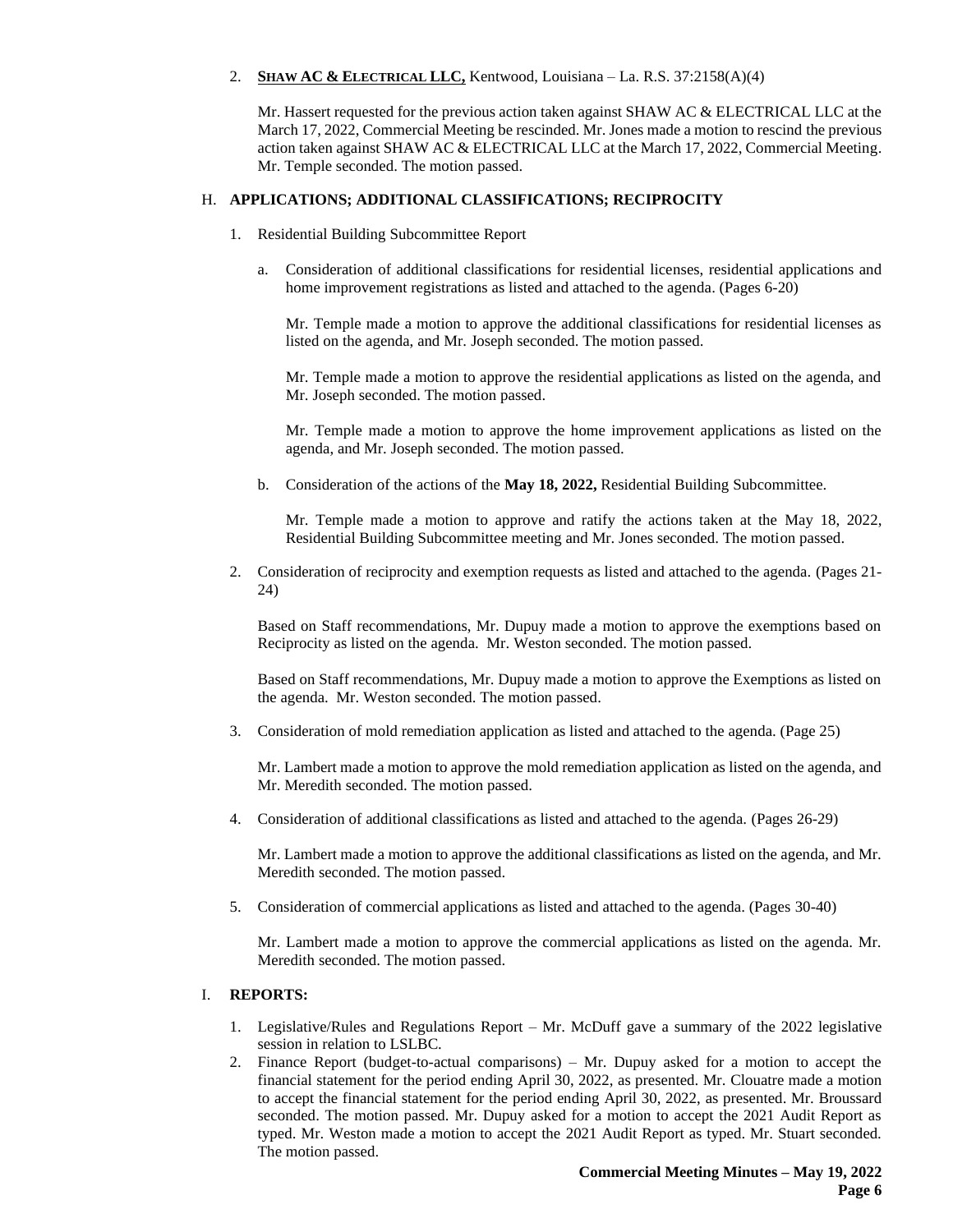2. **SHAW AC & ELECTRICAL LLC,** Kentwood, Louisiana – La. R.S. 37:2158(A)(4)

   Mr. Hassert requested for the previous action taken against SHAW AC & ELECTRICAL LLC at the March 17, 2022, Commercial Meeting be rescinded. Mr. Jones made a motion to rescind the previous action taken against SHAW AC & ELECTRICAL LLC at the March 17, 2022, Commercial Meeting. Mr. Temple seconded. The motion passed.

H. **APPLICATIONS; ADDITIONAL CLASSIFICATIONS; RECIPROCITY**

1. Residential Building Subcommittee Report

   a. Consideration of additional classifications for residential licenses, residential applications and home improvement registrations as listed and attached to the agenda. (Pages 6-20)

      Mr. Temple made a motion to approve the additional classifications for residential licenses as listed on the agenda, and Mr. Joseph seconded. The motion passed.

      Mr. Temple made a motion to approve the residential applications as listed on the agenda, and Mr. Joseph seconded. The motion passed.

      Mr. Temple made a motion to approve the home improvement applications as listed on the agenda, and Mr. Joseph seconded. The motion passed.

   b. Consideration of the actions of the **May 18, 2022,** Residential Building Subcommittee.

      Mr. Temple made a motion to approve and ratify the actions taken at the May 18, 2022, Residential Building Subcommittee meeting and Mr. Jones seconded. The motion passed.

2. Consideration of reciprocity and exemption requests as listed and attached to the agenda. (Pages 21-24)

   Based on Staff recommendations, Mr. Dupuy made a motion to approve the exemptions based on Reciprocity as listed on the agenda. Mr. Weston seconded. The motion passed.

   Based on Staff recommendations, Mr. Dupuy made a motion to approve the Exemptions as listed on the agenda. Mr. Weston seconded. The motion passed.

3. Consideration of mold remediation application as listed and attached to the agenda. (Page 25)

   Mr. Lambert made a motion to approve the mold remediation application as listed on the agenda, and Mr. Meredith seconded. The motion passed.

4. Consideration of additional classifications as listed and attached to the agenda. (Pages 26-29)

   Mr. Lambert made a motion to approve the additional classifications as listed on the agenda, and Mr. Meredith seconded. The motion passed.

5. Consideration of commercial applications as listed and attached to the agenda. (Pages 30-40)

   Mr. Lambert made a motion to approve the commercial applications as listed on the agenda. Mr. Meredith seconded. The motion passed.

I. **REPORTS:**

1. Legislative/Rules and Regulations Report – Mr. McDuff gave a summary of the 2022 legislative session in relation to LSLBC.
2. Finance Report (budget-to-actual comparisons) – Mr. Dupuy asked for a motion to accept the financial statement for the period ending April 30, 2022, as presented. Mr. Clouatre made a motion to accept the financial statement for the period ending April 30, 2022, as presented. Mr. Broussard seconded. The motion passed. Mr. Dupuy asked for a motion to accept the 2021 Audit Report as typed. Mr. Weston made a motion to accept the 2021 Audit Report as typed. Mr. Stuart seconded. The motion passed.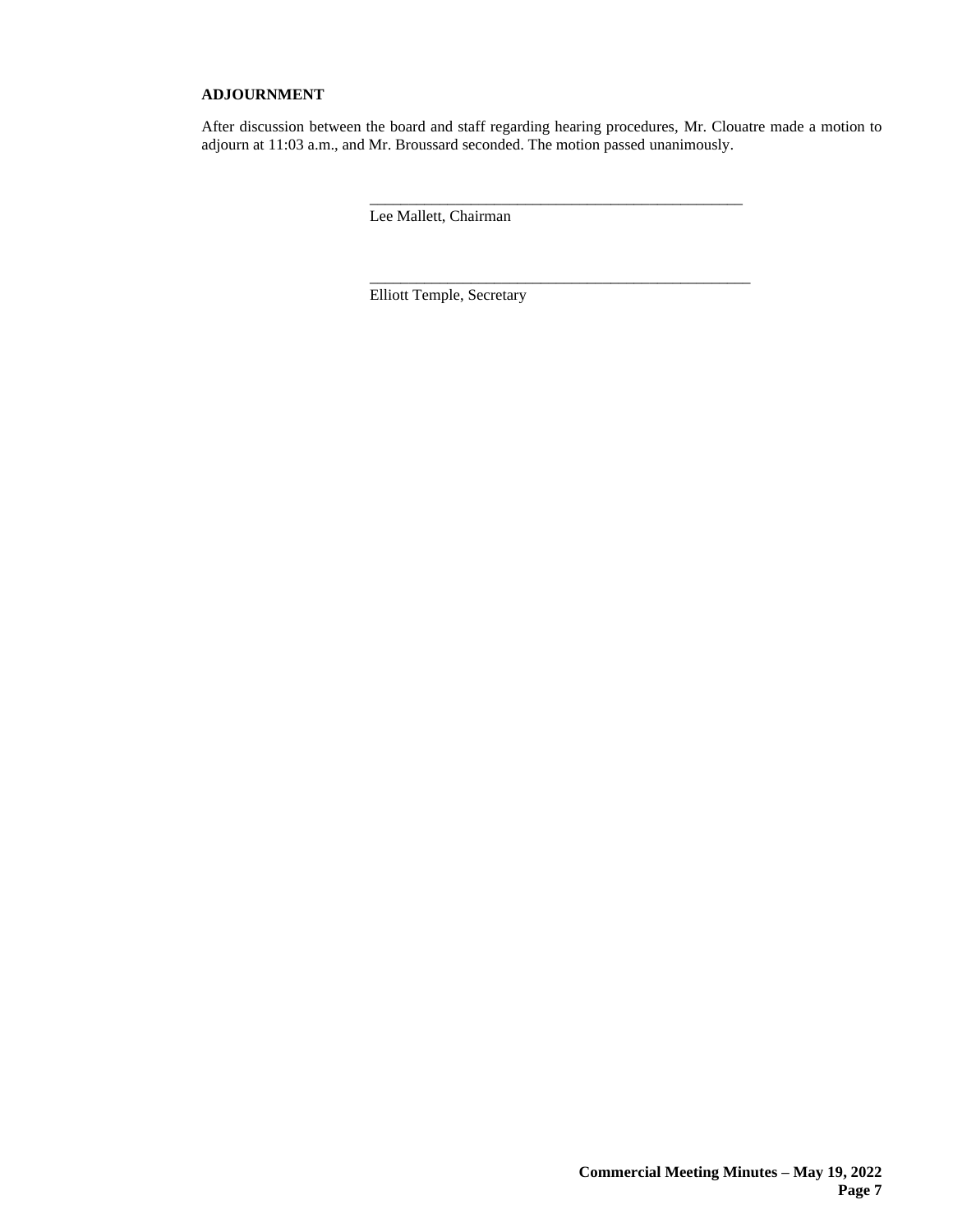**ADJOURNMENT**

After discussion between the board and staff regarding hearing procedures, Mr. Clouatre made a motion to adjourn at 11:03 a.m., and Mr. Broussard seconded. The motion passed unanimously.

\_\_\_\_\_\_\_\_\_\_\_\_\_\_\_\_\_\_\_\_\_\_\_\_\_\_\_\_\_\_\_\_\_\_\_\_\_\_\_\_\_\_\_\_\_\_\_\_\_\_
Lee Mallett, Chairman

\_\_\_\_\_\_\_\_\_\_\_\_\_\_\_\_\_\_\_\_\_\_\_\_\_\_\_\_\_\_\_\_\_\_\_\_\_\_\_\_\_\_\_\_\_\_\_\_\_\_
Elliott Temple, Secretary